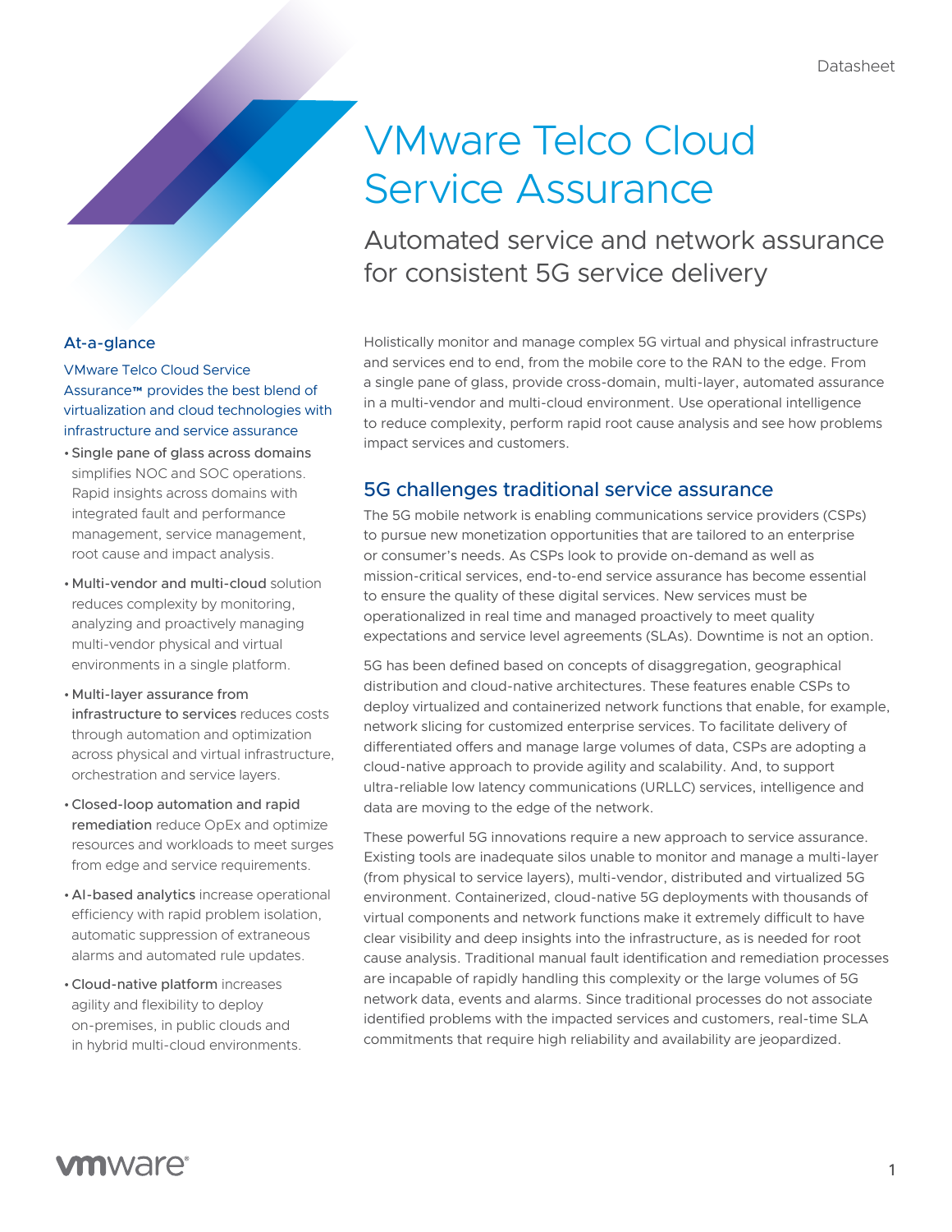Datasheet

# VMware Telco Cloud Service Assurance

## Automated service and network assurance for consistent 5G service delivery

### At-a-glance

VMware Telco Cloud Service Assurance™ provides the best blend of virtualization and cloud technologies with infrastructure and service assurance

- **Single pane of glass across domains** simplifies NOC and SOC operations. Rapid insights across domains with integrated fault and performance management, service management, root cause and impact analysis.
- **Multi-vendor and multi-cloud** solution reduces complexity by monitoring, analyzing and proactively managing multi-vendor physical and virtual environments in a single platform.
- **Multi-layer assurance from infrastructure to services** reduces costs through automation and optimization across physical and virtual infrastructure, orchestration and service layers.
- **Closed-loop automation and rapid remediation** reduce OpEx and optimize resources and workloads to meet surges from edge and service requirements.
- **AI-based analytics** increase operational efficiency with rapid problem isolation, automatic suppression of extraneous alarms and automated rule updates.
- **Cloud-native platform** increases agility and flexibility to deploy on-premises, in public clouds and in hybrid multi-cloud environments.

Holistically monitor and manage complex 5G virtual and physical infrastructure and services end to end, from the mobile core to the RAN to the edge. From a single pane of glass, provide cross-domain, multi-layer, automated assurance in a multi-vendor and multi-cloud environment. Use operational intelligence to reduce complexity, perform rapid root cause analysis and see how problems impact services and customers.

### 5G challenges traditional service assurance

The 5G mobile network is enabling communications service providers (CSPs) to pursue new monetization opportunities that are tailored to an enterprise or consumer's needs. As CSPs look to provide on-demand as well as mission-critical services, end-to-end service assurance has become essential to ensure the quality of these digital services. New services must be operationalized in real time and managed proactively to meet quality expectations and service level agreements (SLAs). Downtime is not an option.

5G has been defined based on concepts of disaggregation, geographical distribution and cloud-native architectures. These features enable CSPs to deploy virtualized and containerized network functions that enable, for example, network slicing for customized enterprise services. To facilitate delivery of differentiated offers and manage large volumes of data, CSPs are adopting a cloud-native approach to provide agility and scalability. And, to support ultra-reliable low latency communications (URLLC) services, intelligence and data are moving to the edge of the network.

These powerful 5G innovations require a new approach to service assurance. Existing tools are inadequate silos unable to monitor and manage a multi-layer (from physical to service layers), multi-vendor, distributed and virtualized 5G environment. Containerized, cloud-native 5G deployments with thousands of virtual components and network functions make it extremely difficult to have clear visibility and deep insights into the infrastructure, as is needed for root cause analysis. Traditional manual fault identification and remediation processes are incapable of rapidly handling this complexity or the large volumes of 5G network data, events and alarms. Since traditional processes do not associate identified problems with the impacted services and customers, real-time SLA commitments that require high reliability and availability are jeopardized.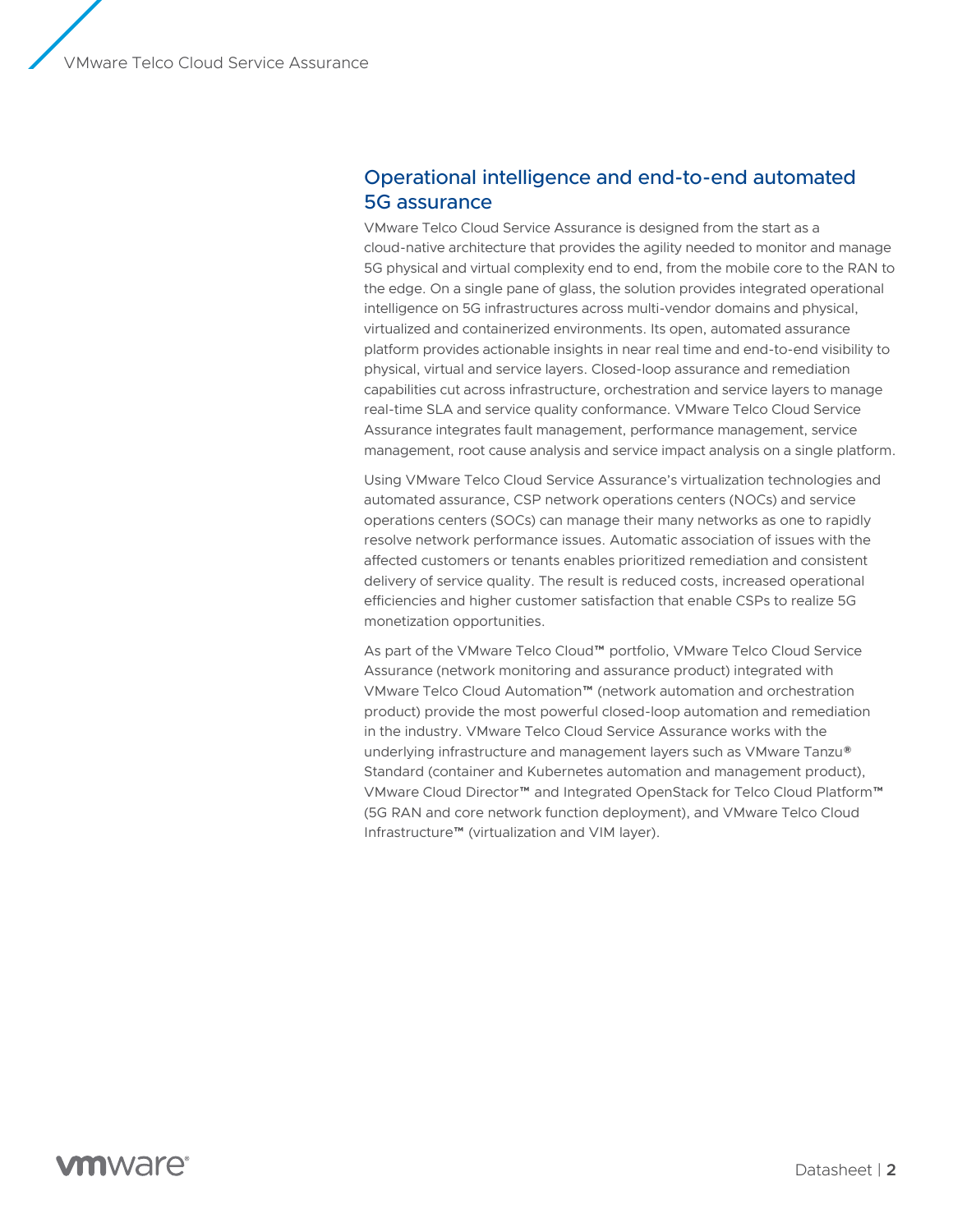## Operational intelligence and end-to-end automated 5G assurance

VMware Telco Cloud Service Assurance is designed from the start as a cloud-native architecture that provides the agility needed to monitor and manage 5G physical and virtual complexity end to end, from the mobile core to the RAN to the edge. On a single pane of glass, the solution provides integrated operational intelligence on 5G infrastructures across multi-vendor domains and physical, virtualized and containerized environments. Its open, automated assurance platform provides actionable insights in near real time and end-to-end visibility to physical, virtual and service layers. Closed-loop assurance and remediation capabilities cut across infrastructure, orchestration and service layers to manage real-time SLA and service quality conformance. VMware Telco Cloud Service Assurance integrates fault management, performance management, service management, root cause analysis and service impact analysis on a single platform.

Using VMware Telco Cloud Service Assurance's virtualization technologies and automated assurance, CSP network operations centers (NOCs) and service operations centers (SOCs) can manage their many networks as one to rapidly resolve network performance issues. Automatic association of issues with the affected customers or tenants enables prioritized remediation and consistent delivery of service quality. The result is reduced costs, increased operational efficiencies and higher customer satisfaction that enable CSPs to realize 5G monetization opportunities.

As part of the VMware Telco Cloud™ portfolio, VMware Telco Cloud Service Assurance (network monitoring and assurance product) integrated with VMware Telco Cloud Automation™ (network automation and orchestration product) provide the most powerful closed-loop automation and remediation in the industry. VMware Telco Cloud Service Assurance works with the underlying infrastructure and management layers such as VMware Tanzu® Standard (container and Kubernetes automation and management product), VMware Cloud Director™ and Integrated OpenStack for Telco Cloud Platform™ (5G RAN and core network function deployment), and VMware Telco Cloud Infrastructure™ (virtualization and VIM layer).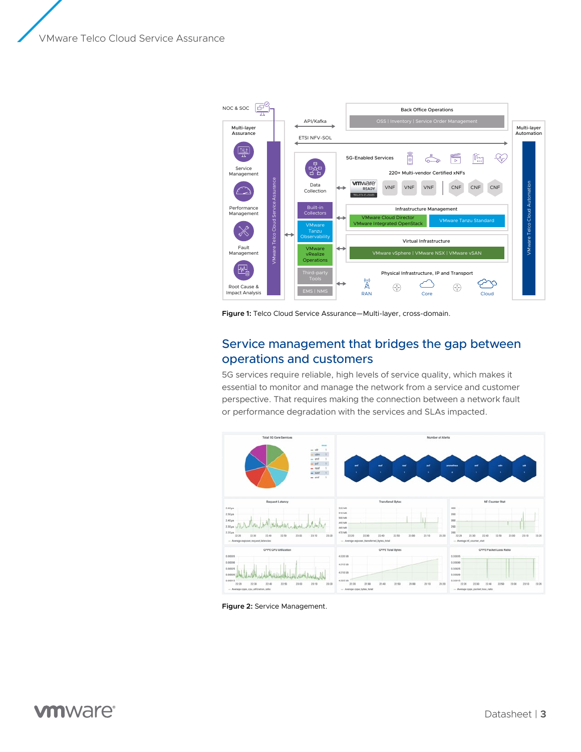Figure 1: Telco Cloud Service Assurance—Multi-layer, cross-domain.

## Service management that bridges the gap between operations and customers

5G services require reliable, high levels of service quality, which makes it essential to monitor and manage the network from a service and customer perspective. That requires making the connection between a network fault or performance degradation with the services and SLAs impacted.

Figure 2: Service Management.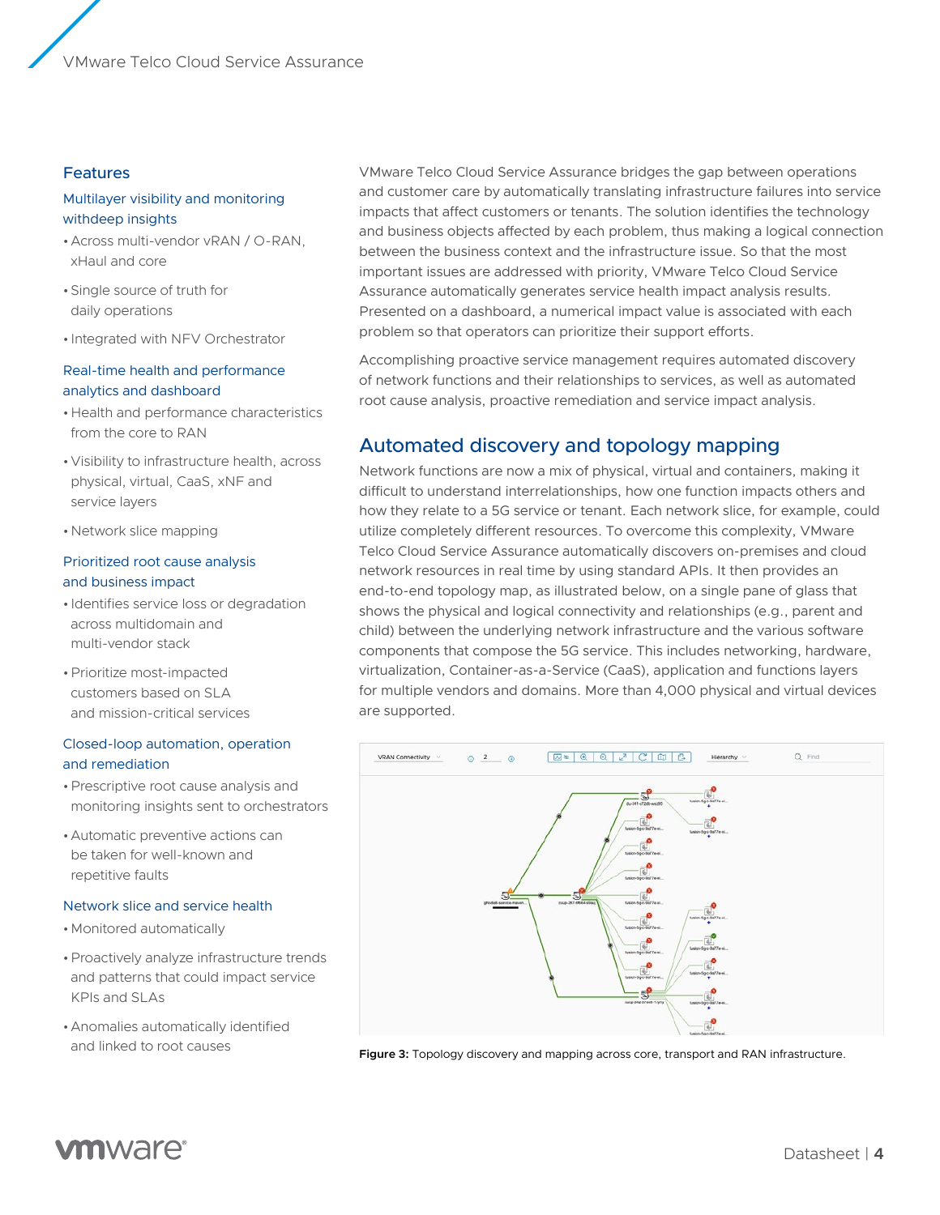## Features

### Multilayer visibility and monitoring withdeep insights

- Across multi-vendor vRAN / O-RAN, xHaul and core
- Single source of truth for daily operations
- Integrated with NFV Orchestrator

### Real-time health and performance analytics and dashboard

- Health and performance characteristics from the core to RAN
- Visibility to infrastructure health, across physical, virtual, CaaS, xNF and service layers
- Network slice mapping

### Prioritized root cause analysis and business impact

- Identifies service loss or degradation across multidomain and multi-vendor stack
- Prioritize most-impacted customers based on SLA and mission-critical services

### Closed-loop automation, operation and remediation

- Prescriptive root cause analysis and monitoring insights sent to orchestrators
- Automatic preventive actions can be taken for well-known and repetitive faults

### Network slice and service health

- Monitored automatically
- Proactively analyze infrastructure trends and patterns that could impact service KPIs and SLAs
- Anomalies automatically identified and linked to root causes

VMware Telco Cloud Service Assurance bridges the gap between operations and customer care by automatically translating infrastructure failures into service impacts that affect customers or tenants. The solution identifies the technology and business objects affected by each problem, thus making a logical connection between the business context and the infrastructure issue. So that the most important issues are addressed with priority, VMware Telco Cloud Service Assurance automatically generates service health impact analysis results. Presented on a dashboard, a numerical impact value is associated with each problem so that operators can prioritize their support efforts.

Accomplishing proactive service management requires automated discovery of network functions and their relationships to services, as well as automated root cause analysis, proactive remediation and service impact analysis.

## Automated discovery and topology mapping

Network functions are now a mix of physical, virtual and containers, making it difficult to understand interrelationships, how one function impacts others and how they relate to a 5G service or tenant. Each network slice, for example, could utilize completely different resources. To overcome this complexity, VMware Telco Cloud Service Assurance automatically discovers on-premises and cloud network resources in real time by using standard APIs. It then provides an end-to-end topology map, as illustrated below, on a single pane of glass that shows the physical and logical connectivity and relationships (e.g., parent and child) between the underlying network infrastructure and the various software components that compose the 5G service. This includes networking, hardware, virtualization, Container-as-a-Service (CaaS), application and functions layers for multiple vendors and domains. More than 4,000 physical and virtual devices are supported.

**Figure 3:** Topology discovery and mapping across core, transport and RAN infrastructure.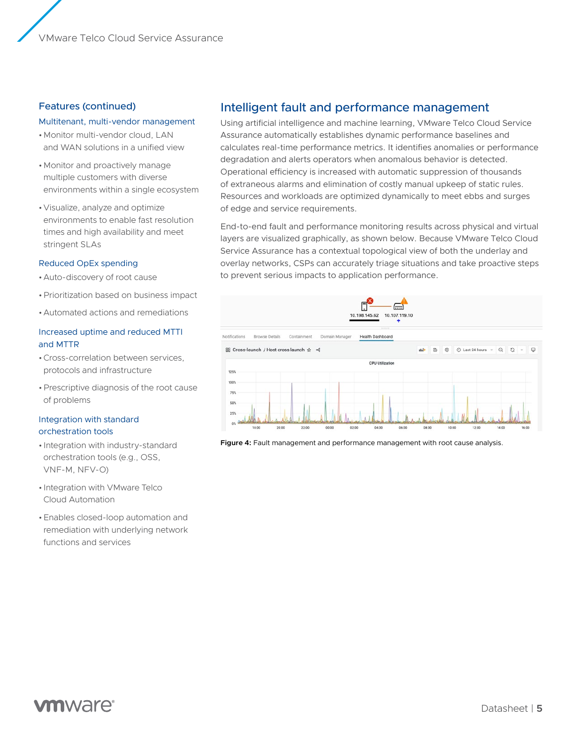## Features (continued)

### Multitenant, multi-vendor management

- Monitor multi-vendor cloud, LAN and WAN solutions in a unified view
- Monitor and proactively manage multiple customers with diverse environments within a single ecosystem
- Visualize, analyze and optimize environments to enable fast resolution times and high availability and meet stringent SLAs

### Reduced OpEx spending

- Auto-discovery of root cause
- Prioritization based on business impact
- Automated actions and remediations

### Increased uptime and reduced MTTI and MTTR

- Cross-correlation between services, protocols and infrastructure
- Prescriptive diagnosis of the root cause of problems

### Integration with standard orchestration tools

- Integration with industry-standard orchestration tools (e.g., OSS, VNF-M, NFV-O)
- Integration with VMware Telco Cloud Automation
- Enables closed-loop automation and remediation with underlying network functions and services

## Intelligent fault and performance management

Using artificial intelligence and machine learning, VMware Telco Cloud Service Assurance automatically establishes dynamic performance baselines and calculates real-time performance metrics. It identifies anomalies or performance degradation and alerts operators when anomalous behavior is detected. Operational efficiency is increased with automatic suppression of thousands of extraneous alarms and elimination of costly manual upkeep of static rules. Resources and workloads are optimized dynamically to meet ebbs and surges of edge and service requirements.

End-to-end fault and performance monitoring results across physical and virtual layers are visualized graphically, as shown below. Because VMware Telco Cloud Service Assurance has a contextual topological view of both the underlay and overlay networks, CSPs can accurately triage situations and take proactive steps to prevent serious impacts to application performance.

**Figure 4:** Fault management and performance management with root cause analysis.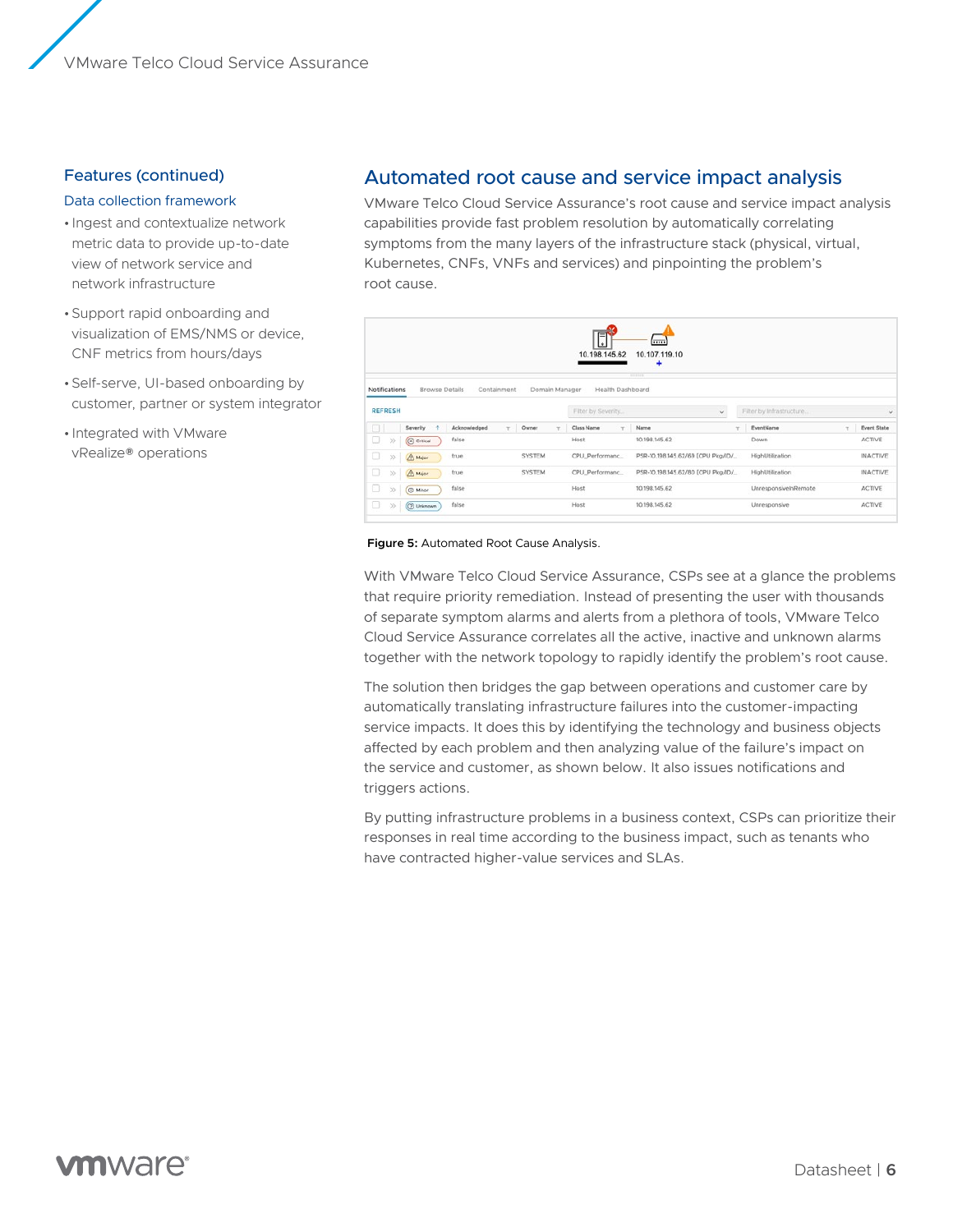## Features (continued)

### Data collection framework

- Ingest and contextualize network metric data to provide up-to-date view of network service and network infrastructure
- Support rapid onboarding and visualization of EMS/NMS or device, CNF metrics from hours/days
- Self-serve, UI-based onboarding by customer, partner or system integrator
- Integrated with VMware vRealize® operations

## Automated root cause and service impact analysis

VMware Telco Cloud Service Assurance's root cause and service impact analysis capabilities provide fast problem resolution by automatically correlating symptoms from the many layers of the infrastructure stack (physical, virtual, Kubernetes, CNFs, VNFs and services) and pinpointing the problem's root cause.

**Figure 5:** Automated Root Cause Analysis.

With VMware Telco Cloud Service Assurance, CSPs see at a glance the problems that require priority remediation. Instead of presenting the user with thousands of separate symptom alarms and alerts from a plethora of tools, VMware Telco Cloud Service Assurance correlates all the active, inactive and unknown alarms together with the network topology to rapidly identify the problem's root cause.

The solution then bridges the gap between operations and customer care by automatically translating infrastructure failures into the customer-impacting service impacts. It does this by identifying the technology and business objects affected by each problem and then analyzing value of the failure's impact on the service and customer, as shown below. It also issues notifications and triggers actions.

By putting infrastructure problems in a business context, CSPs can prioritize their responses in real time according to the business impact, such as tenants who have contracted higher-value services and SLAs.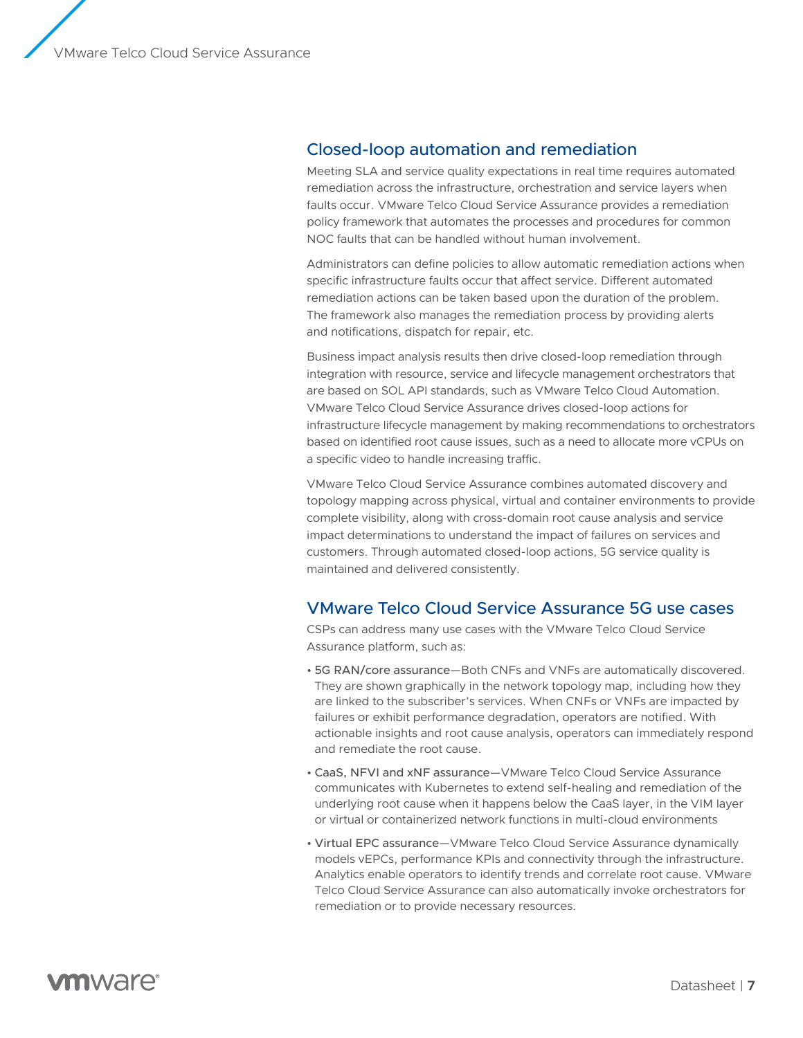## Closed-loop automation and remediation

Meeting SLA and service quality expectations in real time requires automated remediation across the infrastructure, orchestration and service layers when faults occur. VMware Telco Cloud Service Assurance provides a remediation policy framework that automates the processes and procedures for common NOC faults that can be handled without human involvement.

Administrators can define policies to allow automatic remediation actions when specific infrastructure faults occur that affect service. Different automated remediation actions can be taken based upon the duration of the problem. The framework also manages the remediation process by providing alerts and notifications, dispatch for repair, etc.

Business impact analysis results then drive closed-loop remediation through integration with resource, service and lifecycle management orchestrators that are based on SOL API standards, such as VMware Telco Cloud Automation. VMware Telco Cloud Service Assurance drives closed-loop actions for infrastructure lifecycle management by making recommendations to orchestrators based on identified root cause issues, such as a need to allocate more vCPUs on a specific video to handle increasing traffic.

VMware Telco Cloud Service Assurance combines automated discovery and topology mapping across physical, virtual and container environments to provide complete visibility, along with cross-domain root cause analysis and service impact determinations to understand the impact of failures on services and customers. Through automated closed-loop actions, 5G service quality is maintained and delivered consistently.

## VMware Telco Cloud Service Assurance 5G use cases

CSPs can address many use cases with the VMware Telco Cloud Service Assurance platform, such as:

- 5G RAN/core assurance—Both CNFs and VNFs are automatically discovered. They are shown graphically in the network topology map, including how they are linked to the subscriber's services. When CNFs or VNFs are impacted by failures or exhibit performance degradation, operators are notified. With actionable insights and root cause analysis, operators can immediately respond and remediate the root cause.
- CaaS, NFVI and xNF assurance—VMware Telco Cloud Service Assurance communicates with Kubernetes to extend self-healing and remediation of the underlying root cause when it happens below the CaaS layer, in the VIM layer or virtual or containerized network functions in multi-cloud environments
- Virtual EPC assurance—VMware Telco Cloud Service Assurance dynamically models vEPCs, performance KPIs and connectivity through the infrastructure. Analytics enable operators to identify trends and correlate root cause. VMware Telco Cloud Service Assurance can also automatically invoke orchestrators for remediation or to provide necessary resources.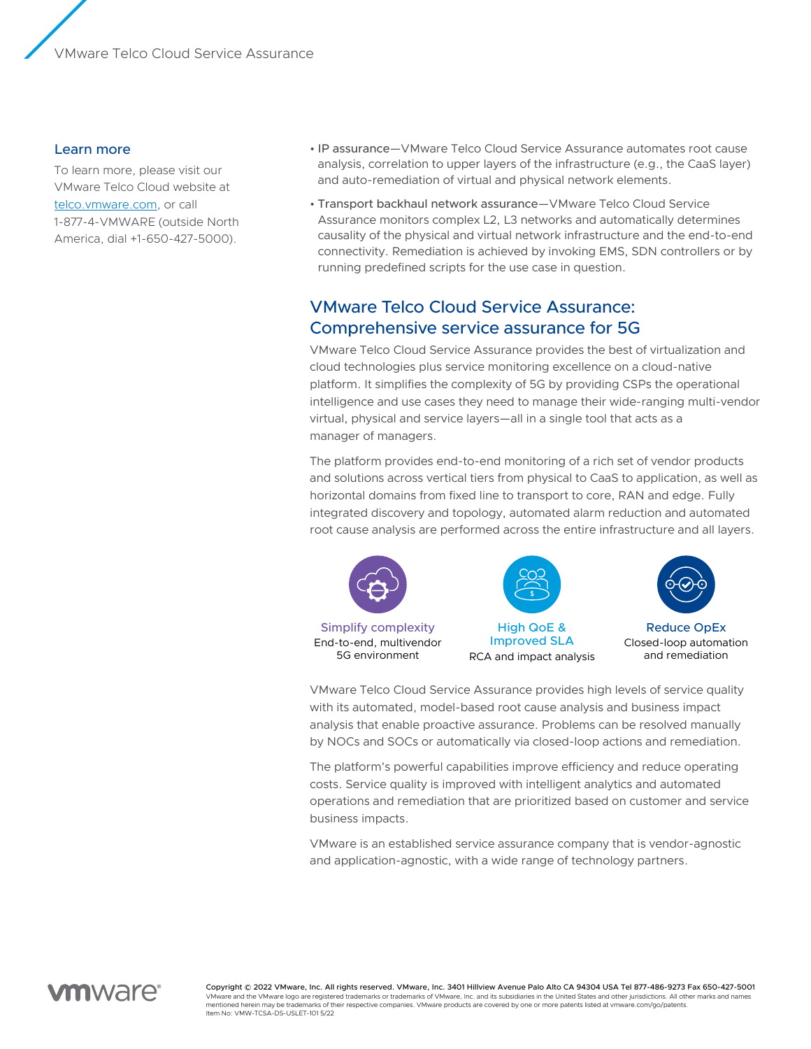## Learn more

To learn more, please visit our VMware Telco Cloud website at telco.vmware.com, or call 1-877-4-VMWARE (outside North America, dial +1-650-427-5000).

- IP assurance—VMware Telco Cloud Service Assurance automates root cause analysis, correlation to upper layers of the infrastructure (e.g., the CaaS layer) and auto-remediation of virtual and physical network elements.
- Transport backhaul network assurance—VMware Telco Cloud Service Assurance monitors complex L2, L3 networks and automatically determines causality of the physical and virtual network infrastructure and the end-to-end connectivity. Remediation is achieved by invoking EMS, SDN controllers or by running predefined scripts for the use case in question.

## VMware Telco Cloud Service Assurance: Comprehensive service assurance for 5G

VMware Telco Cloud Service Assurance provides the best of virtualization and cloud technologies plus service monitoring excellence on a cloud-native platform. It simplifies the complexity of 5G by providing CSPs the operational intelligence and use cases they need to manage their wide-ranging multi-vendor virtual, physical and service layers—all in a single tool that acts as a manager of managers.

The platform provides end-to-end monitoring of a rich set of vendor products and solutions across vertical tiers from physical to CaaS to application, as well as horizontal domains from fixed line to transport to core, RAN and edge. Fully integrated discovery and topology, automated alarm reduction and automated root cause analysis are performed across the entire infrastructure and all layers.

**Simplify complexity**
End-to-end, multivendor 5G environment

**High QoE & Improved SLA**
RCA and impact analysis

**Reduce OpEx**
Closed-loop automation and remediation

VMware Telco Cloud Service Assurance provides high levels of service quality with its automated, model-based root cause analysis and business impact analysis that enable proactive assurance. Problems can be resolved manually by NOCs and SOCs or automatically via closed-loop actions and remediation.

The platform's powerful capabilities improve efficiency and reduce operating costs. Service quality is improved with intelligent analytics and automated operations and remediation that are prioritized based on customer and service business impacts.

VMware is an established service assurance company that is vendor-agnostic and application-agnostic, with a wide range of technology partners.

Copyright © 2022 VMware, Inc. All rights reserved. VMware, Inc. 3401 Hillview Avenue Palo Alto CA 94304 USA Tel 877-486-9273 Fax 650-427-5001
VMware and the VMware logo are registered trademarks or trademarks of VMware, Inc. and its subsidiaries in the United States and other jurisdictions. All other marks and names mentioned herein may be trademarks of their respective companies. VMware products are covered by one or more patents listed at vmware.com/go/patents.
Item No: VMW-TCSA-DS-USLET-101 5/22